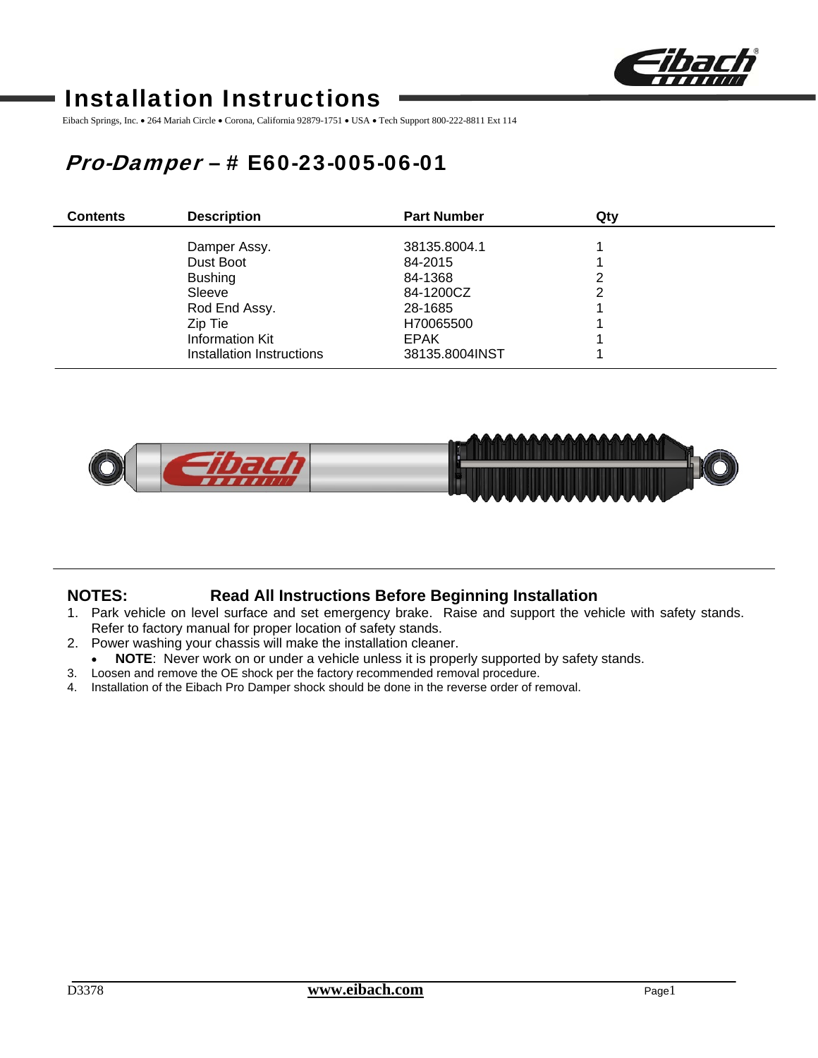# Installation Instructions

Eibach Springs, Inc. • 264 Mariah Circle • Corona, California 92879-1751 • USA • Tech Support 800-222-8811 Ext 114

## *Pro-Damper* – # E60-23-005-06-01

| Contents | Description | Part Number | Qty |
|---|---|---|---|
| | Damper Assy. | 38135.8004.1 | 1 |
| | Dust Boot | 84-2015 | 1 |
| | Bushing | 84-1368 | 2 |
| | Sleeve | 84-1200CZ | 2 |
| | Rod End Assy. | 28-1685 | 1 |
| | Zip Tie | H70065500 | 1 |
| | Information Kit | EPAK | 1 |
| | Installation Instructions | 38135.8004INST | 1 |

**NOTES: Read All Instructions Before Beginning Installation**

1. Park vehicle on level surface and set emergency brake. Raise and support the vehicle with safety stands. Refer to factory manual for proper location of safety stands.
2. Power washing your chassis will make the installation cleaner.
   - **NOTE**: Never work on or under a vehicle unless it is properly supported by safety stands.
3. Loosen and remove the OE shock per the factory recommended removal procedure.
4. Installation of the Eibach Pro Damper shock should be done in the reverse order of removal.

D3378 www.eibach.com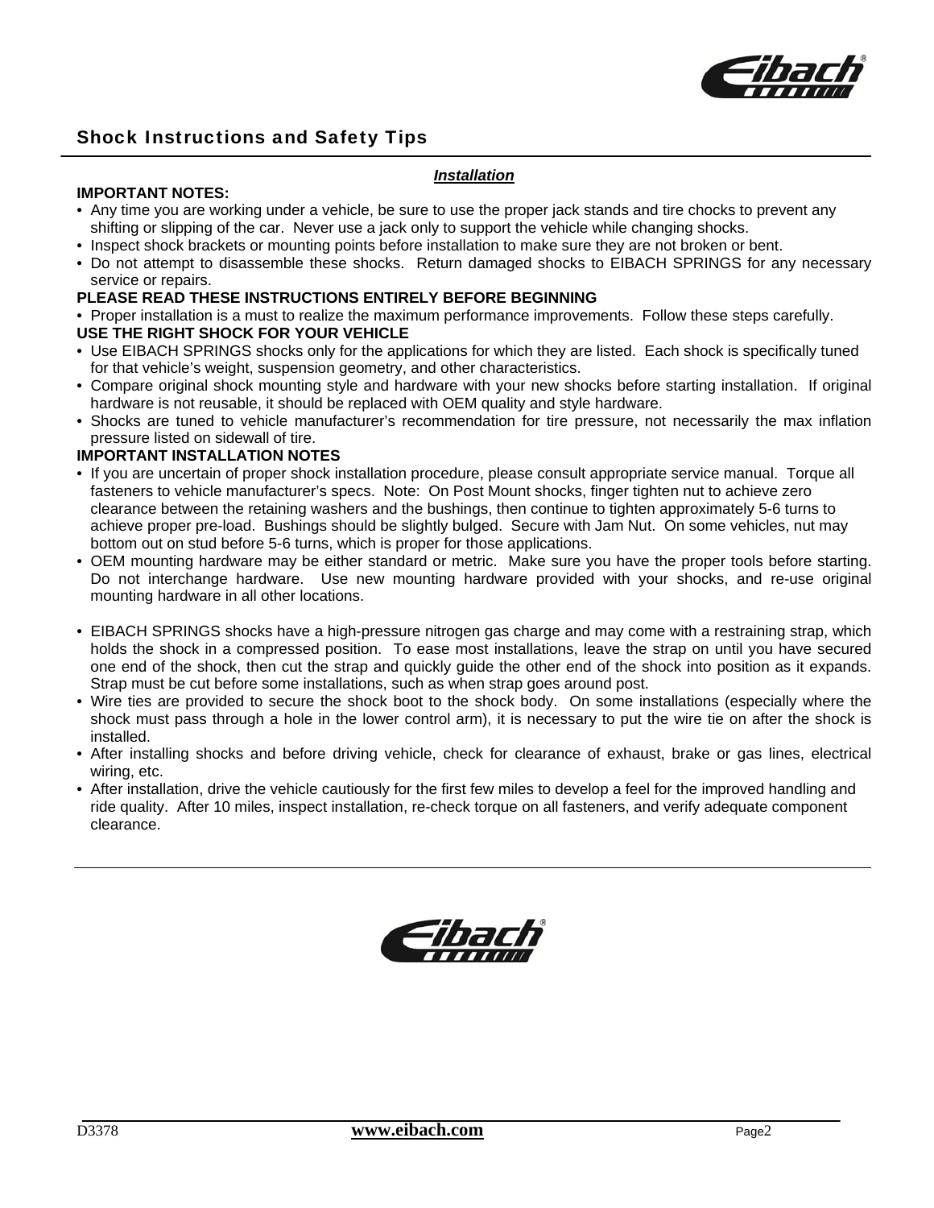## Shock Instructions and Safety Tips

***Installation***

**IMPORTANT NOTES:**

- Any time you are working under a vehicle, be sure to use the proper jack stands and tire chocks to prevent any shifting or slipping of the car. Never use a jack only to support the vehicle while changing shocks.
- Inspect shock brackets or mounting points before installation to make sure they are not broken or bent.
- Do not attempt to disassemble these shocks. Return damaged shocks to EIBACH SPRINGS for any necessary service or repairs.

**PLEASE READ THESE INSTRUCTIONS ENTIRELY BEFORE BEGINNING**

- Proper installation is a must to realize the maximum performance improvements. Follow these steps carefully.

**USE THE RIGHT SHOCK FOR YOUR VEHICLE**

- Use EIBACH SPRINGS shocks only for the applications for which they are listed. Each shock is specifically tuned for that vehicle's weight, suspension geometry, and other characteristics.
- Compare original shock mounting style and hardware with your new shocks before starting installation. If original hardware is not reusable, it should be replaced with OEM quality and style hardware.
- Shocks are tuned to vehicle manufacturer's recommendation for tire pressure, not necessarily the max inflation pressure listed on sidewall of tire.

**IMPORTANT INSTALLATION NOTES**

- If you are uncertain of proper shock installation procedure, please consult appropriate service manual. Torque all fasteners to vehicle manufacturer's specs. Note: On Post Mount shocks, finger tighten nut to achieve zero clearance between the retaining washers and the bushings, then continue to tighten approximately 5-6 turns to achieve proper pre-load. Bushings should be slightly bulged. Secure with Jam Nut. On some vehicles, nut may bottom out on stud before 5-6 turns, which is proper for those applications.
- OEM mounting hardware may be either standard or metric. Make sure you have the proper tools before starting. Do not interchange hardware. Use new mounting hardware provided with your shocks, and re-use original mounting hardware in all other locations.
- EIBACH SPRINGS shocks have a high-pressure nitrogen gas charge and may come with a restraining strap, which holds the shock in a compressed position. To ease most installations, leave the strap on until you have secured one end of the shock, then cut the strap and quickly guide the other end of the shock into position as it expands. Strap must be cut before some installations, such as when strap goes around post.
- Wire ties are provided to secure the shock boot to the shock body. On some installations (especially where the shock must pass through a hole in the lower control arm), it is necessary to put the wire tie on after the shock is installed.
- After installing shocks and before driving vehicle, check for clearance of exhaust, brake or gas lines, electrical wiring, etc.
- After installation, drive the vehicle cautiously for the first few miles to develop a feel for the improved handling and ride quality. After 10 miles, inspect installation, re-check torque on all fasteners, and verify adequate component clearance.

D3378 **www.eibach.com**